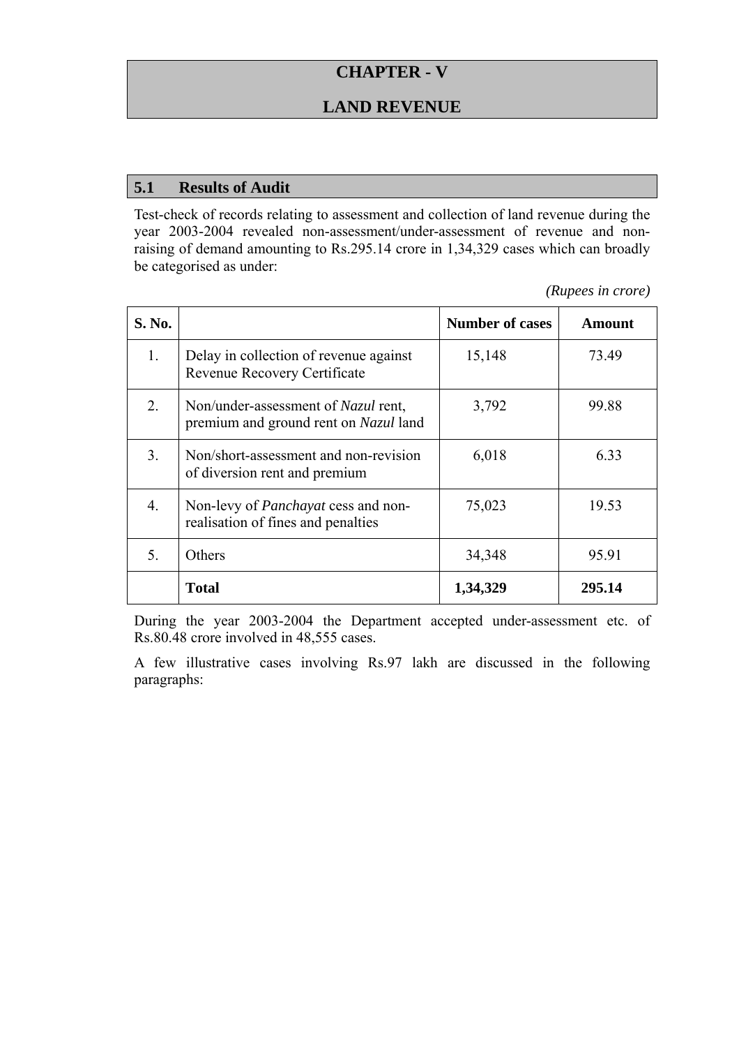# CHAPTER - V

# LAND REVENUE

## 5.1 Results of Audit

Test-check of records relating to assessment and collection of land revenue during the year 2003-2004 revealed non-assessment/under-assessment of revenue and non-raising of demand amounting to Rs.295.14 crore in 1,34,329 cases which can broadly be categorised as under:

*(Rupees in crore)*

| S. No. | | Number of cases | Amount |
|---|---|---|---|
| 1. | Delay in collection of revenue against Revenue Recovery Certificate | 15,148 | 73.49 |
| 2. | Non/under-assessment of *Nazul* rent, premium and ground rent on *Nazul* land | 3,792 | 99.88 |
| 3. | Non/short-assessment and non-revision of diversion rent and premium | 6,018 | 6.33 |
| 4. | Non-levy of *Panchayat* cess and non-realisation of fines and penalties | 75,023 | 19.53 |
| 5. | Others | 34,348 | 95.91 |
| | **Total** | **1,34,329** | **295.14** |

During the year 2003-2004 the Department accepted under-assessment etc. of Rs.80.48 crore involved in 48,555 cases.

A few illustrative cases involving Rs.97 lakh are discussed in the following paragraphs: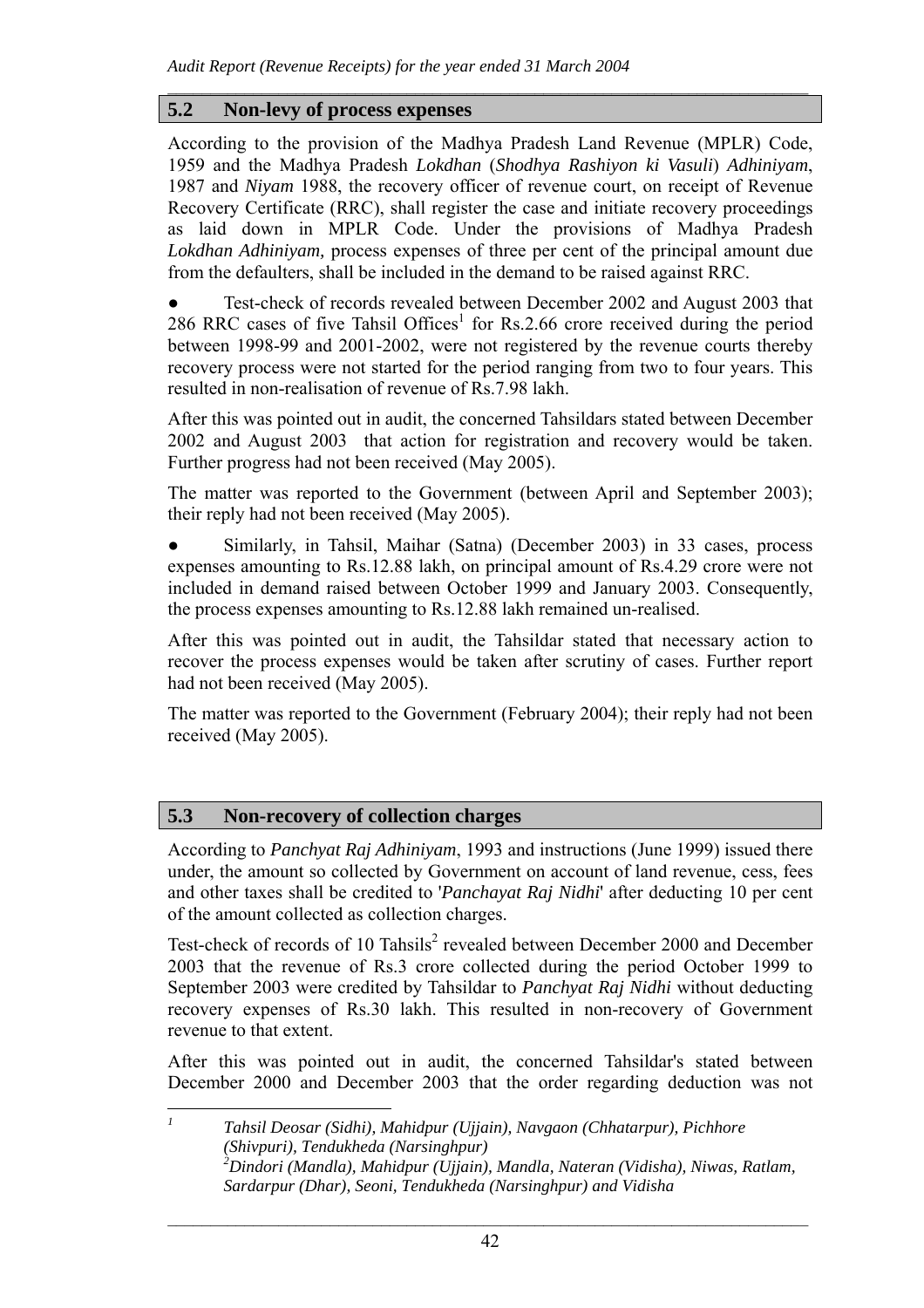## 5.2 Non-levy of process expenses

According to the provision of the Madhya Pradesh Land Revenue (MPLR) Code, 1959 and the Madhya Pradesh *Lokdhan* (*Shodhya Rashiyon ki Vasuli*) *Adhiniyam*, 1987 and *Niyam* 1988, the recovery officer of revenue court, on receipt of Revenue Recovery Certificate (RRC), shall register the case and initiate recovery proceedings as laid down in MPLR Code. Under the provisions of Madhya Pradesh *Lokdhan Adhiniyam,* process expenses of three per cent of the principal amount due from the defaulters, shall be included in the demand to be raised against RRC.

● Test-check of records revealed between December 2002 and August 2003 that 286 RRC cases of five Tahsil Offices[1] for Rs.2.66 crore received during the period between 1998-99 and 2001-2002, were not registered by the revenue courts thereby recovery process were not started for the period ranging from two to four years. This resulted in non-realisation of revenue of Rs.7.98 lakh.

After this was pointed out in audit, the concerned Tahsildars stated between December 2002 and August 2003 that action for registration and recovery would be taken. Further progress had not been received (May 2005).

The matter was reported to the Government (between April and September 2003); their reply had not been received (May 2005).

● Similarly, in Tahsil, Maihar (Satna) (December 2003) in 33 cases, process expenses amounting to Rs.12.88 lakh, on principal amount of Rs.4.29 crore were not included in demand raised between October 1999 and January 2003. Consequently, the process expenses amounting to Rs.12.88 lakh remained un-realised.

After this was pointed out in audit, the Tahsildar stated that necessary action to recover the process expenses would be taken after scrutiny of cases. Further report had not been received (May 2005).

The matter was reported to the Government (February 2004); their reply had not been received (May 2005).

## 5.3 Non-recovery of collection charges

According to *Panchyat Raj Adhiniyam*, 1993 and instructions (June 1999) issued there under, the amount so collected by Government on account of land revenue, cess, fees and other taxes shall be credited to '*Panchayat Raj Nidhi*' after deducting 10 per cent of the amount collected as collection charges.

Test-check of records of 10 Tahsils[2] revealed between December 2000 and December 2003 that the revenue of Rs.3 crore collected during the period October 1999 to September 2003 were credited by Tahsildar to *Panchyat Raj Nidhi* without deducting recovery expenses of Rs.30 lakh. This resulted in non-recovery of Government revenue to that extent.

After this was pointed out in audit, the concerned Tahsildar's stated between December 2000 and December 2003 that the order regarding deduction was not

---

[1] *Tahsil Deosar (Sidhi), Mahidpur (Ujjain), Navgaon (Chhatarpur), Pichhore (Shivpuri), Tendukheda (Narsinghpur)*

[2] *Dindori (Mandla), Mahidpur (Ujjain), Mandla, Nateran (Vidisha), Niwas, Ratlam, Sardarpur (Dhar), Seoni, Tendukheda (Narsinghpur) and Vidisha*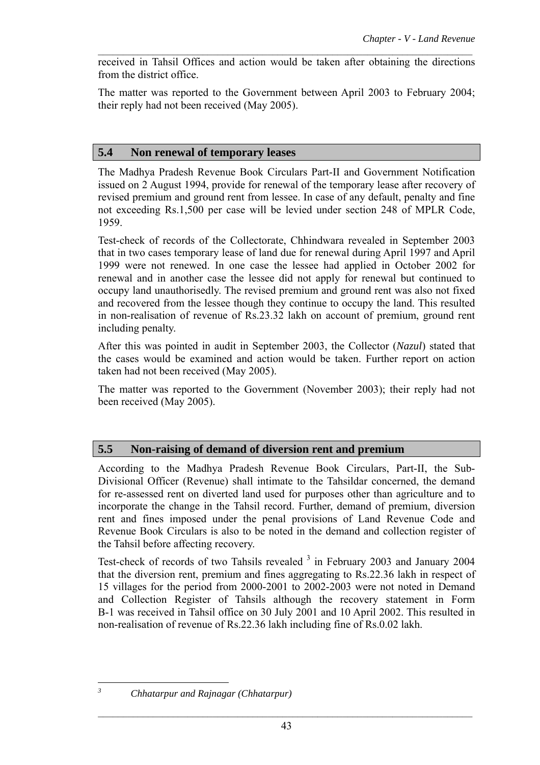received in Tahsil Offices and action would be taken after obtaining the directions from the district office.

The matter was reported to the Government between April 2003 to February 2004; their reply had not been received (May 2005).

## 5.4 Non renewal of temporary leases

The Madhya Pradesh Revenue Book Circulars Part-II and Government Notification issued on 2 August 1994, provide for renewal of the temporary lease after recovery of revised premium and ground rent from lessee. In case of any default, penalty and fine not exceeding Rs.1,500 per case will be levied under section 248 of MPLR Code, 1959.

Test-check of records of the Collectorate, Chhindwara revealed in September 2003 that in two cases temporary lease of land due for renewal during April 1997 and April 1999 were not renewed. In one case the lessee had applied in October 2002 for renewal and in another case the lessee did not apply for renewal but continued to occupy land unauthorisedly. The revised premium and ground rent was also not fixed and recovered from the lessee though they continue to occupy the land. This resulted in non-realisation of revenue of Rs.23.32 lakh on account of premium, ground rent including penalty.

After this was pointed in audit in September 2003, the Collector (*Nazul*) stated that the cases would be examined and action would be taken. Further report on action taken had not been received (May 2005).

The matter was reported to the Government (November 2003); their reply had not been received (May 2005).

## 5.5 Non-raising of demand of diversion rent and premium

According to the Madhya Pradesh Revenue Book Circulars, Part-II, the Sub-Divisional Officer (Revenue) shall intimate to the Tahsildar concerned, the demand for re-assessed rent on diverted land used for purposes other than agriculture and to incorporate the change in the Tahsil record. Further, demand of premium, diversion rent and fines imposed under the penal provisions of Land Revenue Code and Revenue Book Circulars is also to be noted in the demand and collection register of the Tahsil before affecting recovery.

Test-check of records of two Tahsils revealed [3] in February 2003 and January 2004 that the diversion rent, premium and fines aggregating to Rs.22.36 lakh in respect of 15 villages for the period from 2000-2001 to 2002-2003 were not noted in Demand and Collection Register of Tahsils although the recovery statement in Form B-1 was received in Tahsil office on 30 July 2001 and 10 April 2002. This resulted in non-realisation of revenue of Rs.22.36 lakh including fine of Rs.0.02 lakh.

---

[3] *Chhatarpur and Rajnagar (Chhatarpur)*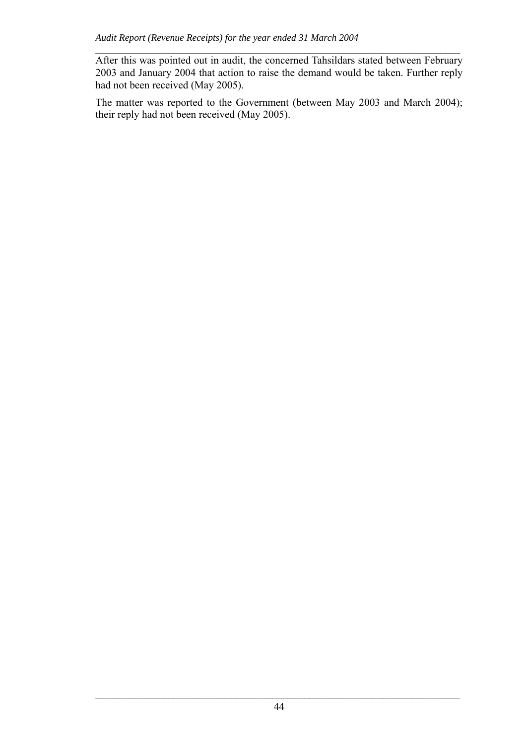After this was pointed out in audit, the concerned Tahsildars stated between February 2003 and January 2004 that action to raise the demand would be taken. Further reply had not been received (May 2005).

The matter was reported to the Government (between May 2003 and March 2004); their reply had not been received (May 2005).